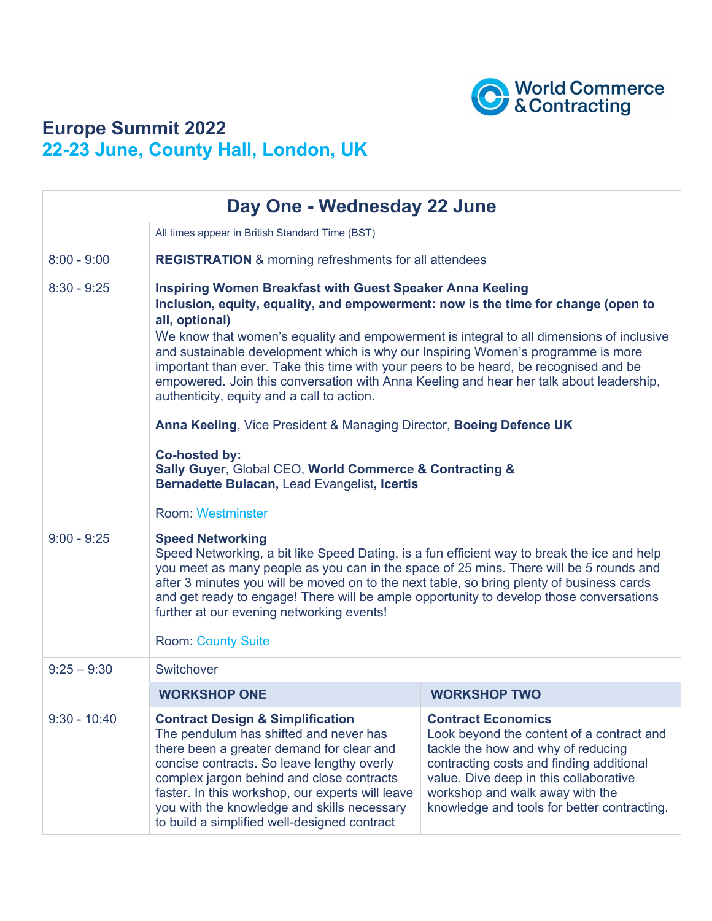World Commerce & Contracting

# Europe Summit 2022

## 22-23 June, County Hall, London, UK

| Day One - Wednesday 22 June | | |
|---|---|---|
| | All times appear in British Standard Time (BST) | |
| 8:00 - 9:00 | **REGISTRATION** & morning refreshments for all attendees | |
| 8:30 - 9:25 | **Inspiring Women Breakfast with Guest Speaker Anna Keeling** **Inclusion, equity, equality, and empowerment: now is the time for change (open to all, optional)** We know that women's equality and empowerment is integral to all dimensions of inclusive and sustainable development which is why our Inspiring Women's programme is more important than ever. Take this time with your peers to be heard, be recognised and be empowered. Join this conversation with Anna Keeling and hear her talk about leadership, authenticity, equity and a call to action. **Anna Keeling**, Vice President & Managing Director, **Boeing Defence UK** **Co-hosted by:** **Sally Guyer,** Global CEO, **World Commerce & Contracting &** **Bernadette Bulacan,** Lead Evangelist**, Icertis** Room: Westminster | |
| 9:00 - 9:25 | **Speed Networking** Speed Networking, a bit like Speed Dating, is a fun efficient way to break the ice and help you meet as many people as you can in the space of 25 mins. There will be 5 rounds and after 3 minutes you will be moved on to the next table, so bring plenty of business cards and get ready to engage! There will be ample opportunity to develop those conversations further at our evening networking events! Room: County Suite | |
| 9:25 – 9:30 | Switchover | |
| | **WORKSHOP ONE** | **WORKSHOP TWO** |
| 9:30 - 10:40 | **Contract Design & Simplification** The pendulum has shifted and never has there been a greater demand for clear and concise contracts. So leave lengthy overly complex jargon behind and close contracts faster. In this workshop, our experts will leave you with the knowledge and skills necessary to build a simplified well-designed contract | **Contract Economics** Look beyond the content of a contract and tackle the how and why of reducing contracting costs and finding additional value. Dive deep in this collaborative workshop and walk away with the knowledge and tools for better contracting. |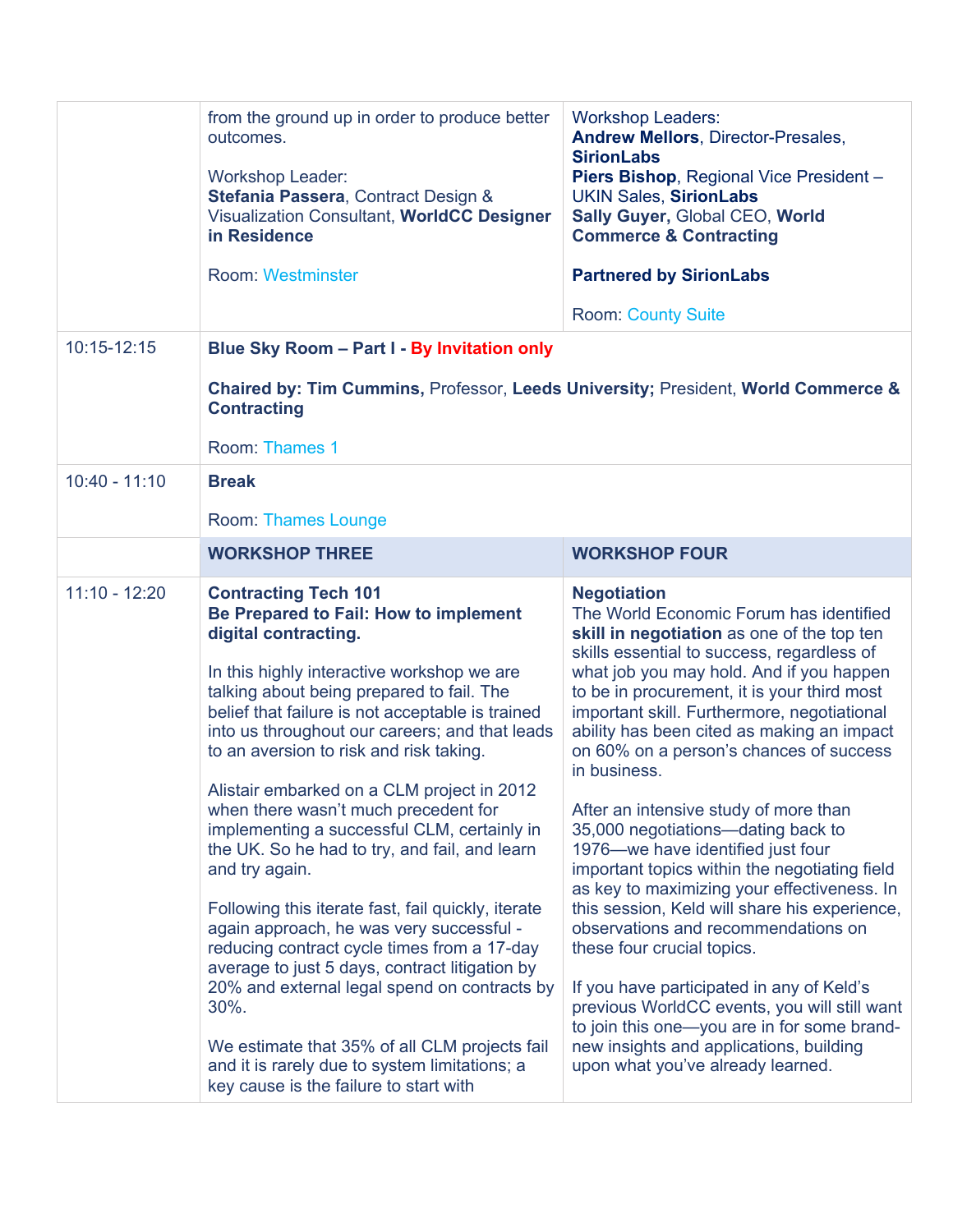| | | |
|---|---|---|
| | from the ground up in order to produce better outcomes.<br><br>Workshop Leader:<br>**Stefania Passera**, Contract Design & Visualization Consultant, **WorldCC Designer in Residence**<br><br>Room: Westminster | Workshop Leaders:<br>**Andrew Mellors**, Director-Presales, **SirionLabs**<br>**Piers Bishop**, Regional Vice President – UKIN Sales, **SirionLabs**<br>**Sally Guyer,** Global CEO, **World Commerce & Contracting**<br><br>**Partnered by SirionLabs**<br><br>Room: County Suite |
| 10:15-12:15 | **Blue Sky Room – Part I - By Invitation only**<br><br>**Chaired by: Tim Cummins,** Professor, **Leeds University;** President, **World Commerce & Contracting**<br><br>Room: Thames 1 | |
| 10:40 - 11:10 | **Break**<br><br>Room: Thames Lounge | |
| | **WORKSHOP THREE** | **WORKSHOP FOUR** |
| 11:10 - 12:20 | **Contracting Tech 101**<br>**Be Prepared to Fail: How to implement digital contracting.**<br><br>In this highly interactive workshop we are talking about being prepared to fail. The belief that failure is not acceptable is trained into us throughout our careers; and that leads to an aversion to risk and risk taking.<br><br>Alistair embarked on a CLM project in 2012 when there wasn't much precedent for implementing a successful CLM, certainly in the UK. So he had to try, and fail, and learn and try again.<br><br>Following this iterate fast, fail quickly, iterate again approach, he was very successful - reducing contract cycle times from a 17-day average to just 5 days, contract litigation by 20% and external legal spend on contracts by 30%.<br><br>We estimate that 35% of all CLM projects fail and it is rarely due to system limitations; a key cause is the failure to start with | **Negotiation**<br>The World Economic Forum has identified **skill in negotiation** as one of the top ten skills essential to success, regardless of what job you may hold. And if you happen to be in procurement, it is your third most important skill. Furthermore, negotiational ability has been cited as making an impact on 60% on a person's chances of success in business.<br><br>After an intensive study of more than 35,000 negotiations—dating back to 1976—we have identified just four important topics within the negotiating field as key to maximizing your effectiveness. In this session, Keld will share his experience, observations and recommendations on these four crucial topics.<br><br>If you have participated in any of Keld's previous WorldCC events, you will still want to join this one—you are in for some brand-new insights and applications, building upon what you've already learned. |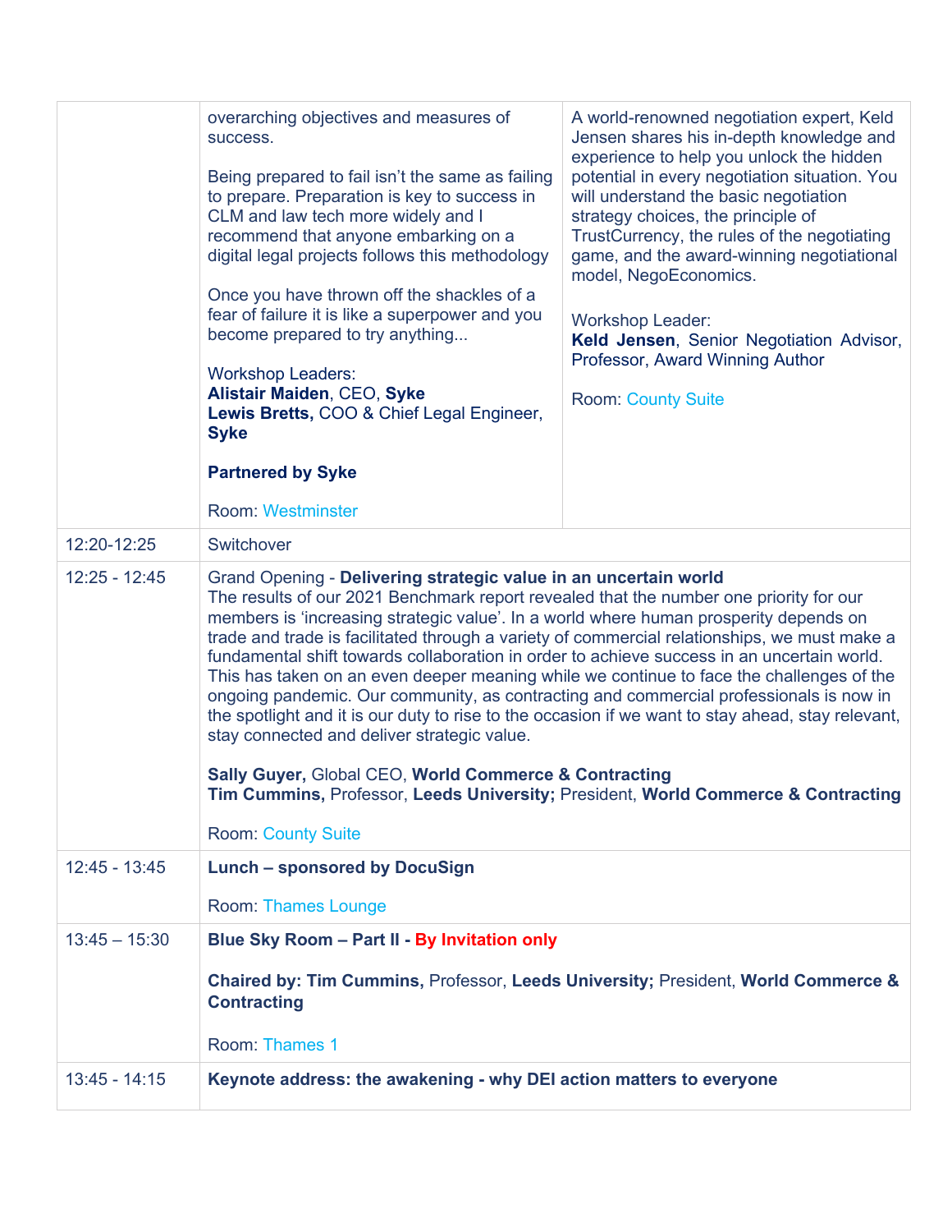| | | |
|---|---|---|
| | overarching objectives and measures of success.<br><br>Being prepared to fail isn't the same as failing to prepare. Preparation is key to success in CLM and law tech more widely and I recommend that anyone embarking on a digital legal projects follows this methodology<br><br>Once you have thrown off the shackles of a fear of failure it is like a superpower and you become prepared to try anything...<br><br>Workshop Leaders:<br>**Alistair Maiden**, CEO, **Syke**<br>**Lewis Bretts,** COO & Chief Legal Engineer, **Syke**<br><br>**Partnered by Syke**<br><br>Room: Westminster | A world-renowned negotiation expert, Keld Jensen shares his in-depth knowledge and experience to help you unlock the hidden potential in every negotiation situation. You will understand the basic negotiation strategy choices, the principle of TrustCurrency, the rules of the negotiating game, and the award-winning negotiational model, NegoEconomics.<br><br>Workshop Leader:<br>**Keld Jensen**, Senior Negotiation Advisor, Professor, Award Winning Author<br><br>Room: County Suite |
| 12:20-12:25 | Switchover | |
| 12:25 - 12:45 | Grand Opening - **Delivering strategic value in an uncertain world**<br>The results of our 2021 Benchmark report revealed that the number one priority for our members is 'increasing strategic value'. In a world where human prosperity depends on trade and trade is facilitated through a variety of commercial relationships, we must make a fundamental shift towards collaboration in order to achieve success in an uncertain world. This has taken on an even deeper meaning while we continue to face the challenges of the ongoing pandemic. Our community, as contracting and commercial professionals is now in the spotlight and it is our duty to rise to the occasion if we want to stay ahead, stay relevant, stay connected and deliver strategic value.<br><br>**Sally Guyer,** Global CEO, **World Commerce & Contracting**<br>**Tim Cummins,** Professor, **Leeds University;** President, **World Commerce & Contracting**<br><br>Room: County Suite | |
| 12:45 - 13:45 | **Lunch – sponsored by DocuSign**<br><br>Room: Thames Lounge | |
| 13:45 – 15:30 | **Blue Sky Room – Part II - By Invitation only**<br><br>**Chaired by: Tim Cummins,** Professor, **Leeds University;** President, **World Commerce & Contracting**<br><br>Room: Thames 1 | |
| 13:45 - 14:15 | **Keynote address: the awakening - why DEI action matters to everyone** | |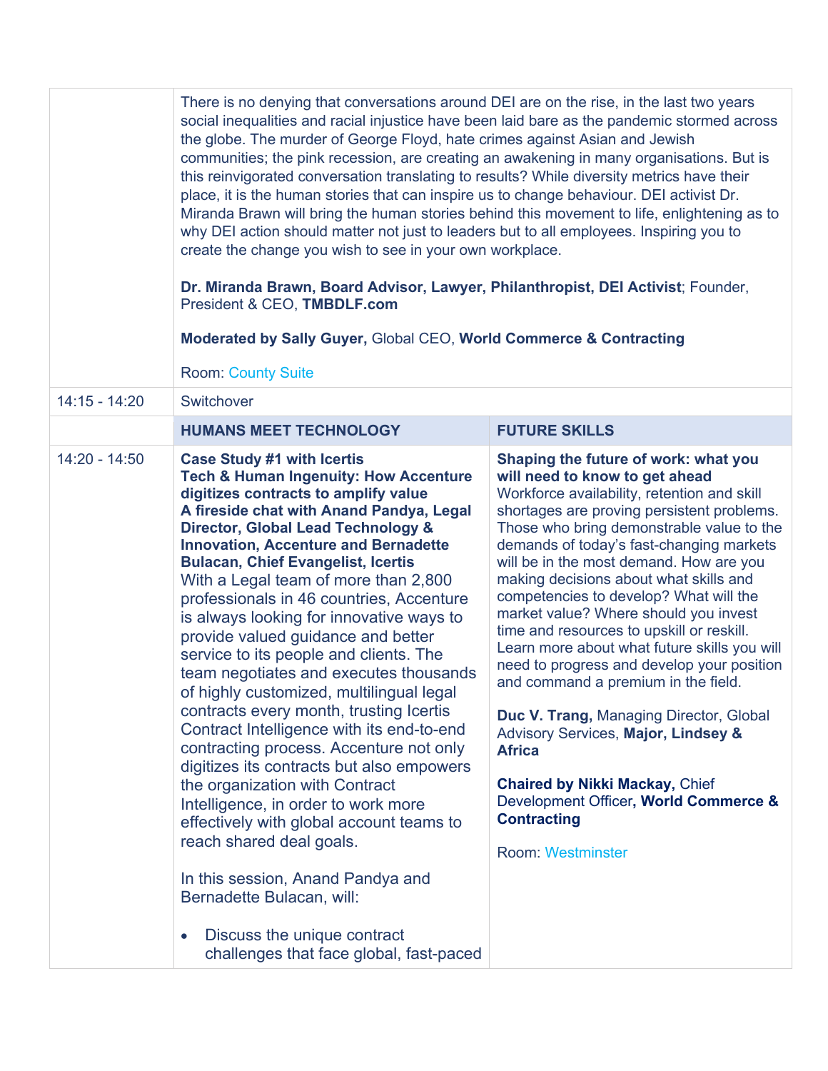| | | |
|---|---|---|
| | There is no denying that conversations around DEI are on the rise, in the last two years social inequalities and racial injustice have been laid bare as the pandemic stormed across the globe. The murder of George Floyd, hate crimes against Asian and Jewish communities; the pink recession, are creating an awakening in many organisations. But is this reinvigorated conversation translating to results? While diversity metrics have their place, it is the human stories that can inspire us to change behaviour. DEI activist Dr. Miranda Brawn will bring the human stories behind this movement to life, enlightening as to why DEI action should matter not just to leaders but to all employees. Inspiring you to create the change you wish to see in your own workplace.<br><br>**Dr. Miranda Brawn, Board Advisor, Lawyer, Philanthropist, DEI Activist**; Founder, President & CEO, **TMBDLF.com**<br><br>**Moderated by Sally Guyer,** Global CEO, **World Commerce & Contracting**<br><br>Room: County Suite | |
| 14:15 - 14:20 | Switchover | |
| | **HUMANS MEET TECHNOLOGY** | **FUTURE SKILLS** |
| 14:20 - 14:50 | **Case Study #1 with Icertis**<br>**Tech & Human Ingenuity: How Accenture digitizes contracts to amplify value**<br>**A fireside chat with Anand Pandya, Legal Director, Global Lead Technology & Innovation, Accenture and Bernadette Bulacan, Chief Evangelist, Icertis**<br>With a Legal team of more than 2,800 professionals in 46 countries, Accenture is always looking for innovative ways to provide valued guidance and better service to its people and clients. The team negotiates and executes thousands of highly customized, multilingual legal contracts every month, trusting Icertis Contract Intelligence with its end-to-end contracting process. Accenture not only digitizes its contracts but also empowers the organization with Contract Intelligence, in order to work more effectively with global account teams to reach shared deal goals.<br><br>In this session, Anand Pandya and Bernadette Bulacan, will:<br><br>• Discuss the unique contract challenges that face global, fast-paced | **Shaping the future of work: what you will need to know to get ahead**<br>Workforce availability, retention and skill shortages are proving persistent problems. Those who bring demonstrable value to the demands of today's fast-changing markets will be in the most demand. How are you making decisions about what skills and competencies to develop? What will the market value? Where should you invest time and resources to upskill or reskill. Learn more about what future skills you will need to progress and develop your position and command a premium in the field.<br><br>**Duc V. Trang,** Managing Director, Global Advisory Services, **Major, Lindsey & Africa**<br><br>**Chaired by Nikki Mackay,** Chief Development Officer**, World Commerce & Contracting**<br><br>Room: Westminster |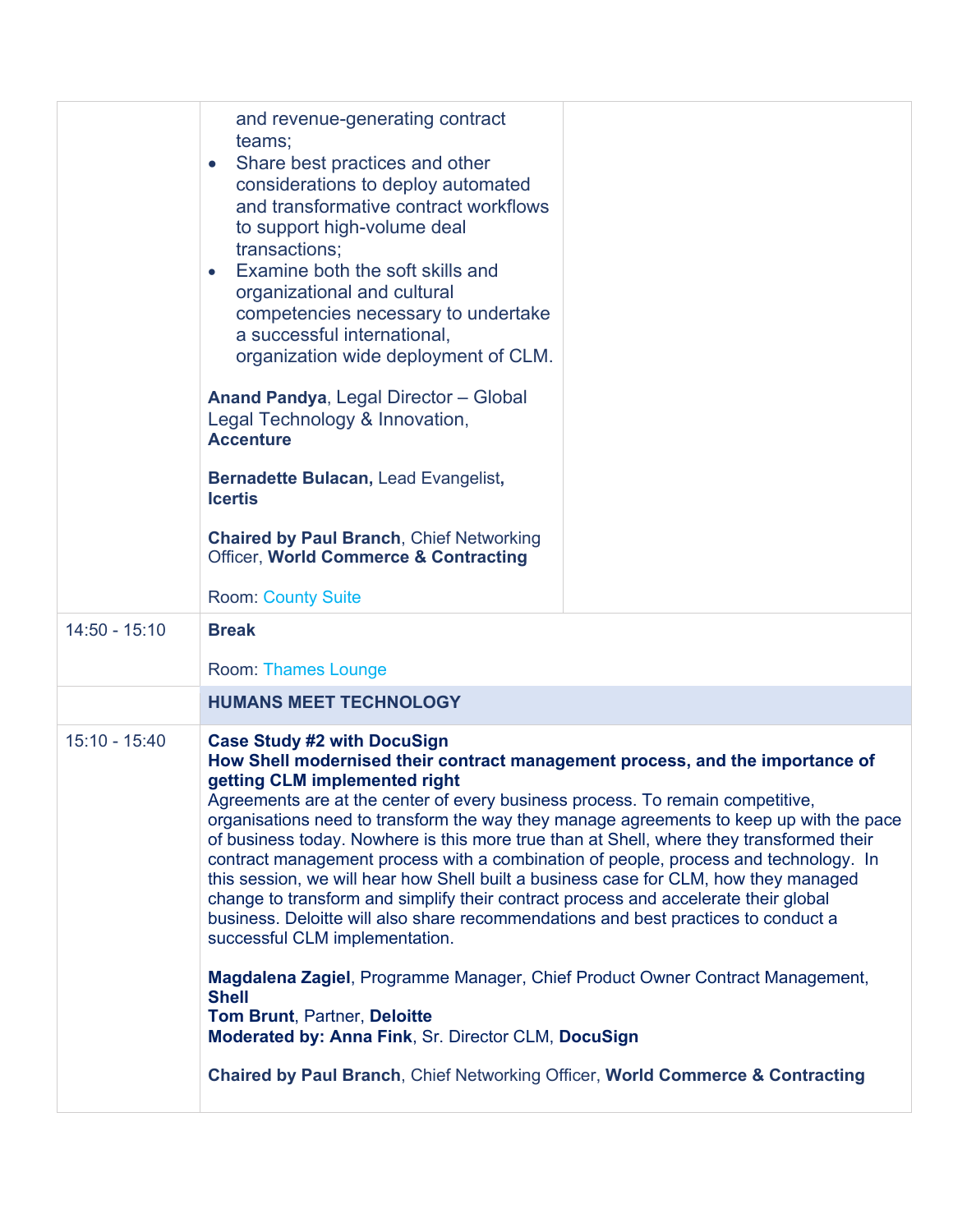| | | |
|---|---|---|
| | and revenue-generating contract teams;<br>• Share best practices and other considerations to deploy automated and transformative contract workflows to support high-volume deal transactions;<br>• Examine both the soft skills and organizational and cultural competencies necessary to undertake a successful international, organization wide deployment of CLM.<br><br>**Anand Pandya**, Legal Director – Global Legal Technology & Innovation, **Accenture**<br><br>**Bernadette Bulacan,** Lead Evangelist**, Icertis**<br><br>**Chaired by Paul Branch**, Chief Networking Officer, **World Commerce & Contracting**<br><br>Room: County Suite | |
| 14:50 - 15:10 | **Break**<br><br>Room: Thames Lounge | |
| | **HUMANS MEET TECHNOLOGY** | |
| 15:10 - 15:40 | **Case Study #2 with DocuSign**<br>**How Shell modernised their contract management process, and the importance of getting CLM implemented right**<br>Agreements are at the center of every business process. To remain competitive, organisations need to transform the way they manage agreements to keep up with the pace of business today. Nowhere is this more true than at Shell, where they transformed their contract management process with a combination of people, process and technology. In this session, we will hear how Shell built a business case for CLM, how they managed change to transform and simplify their contract process and accelerate their global business. Deloitte will also share recommendations and best practices to conduct a successful CLM implementation.<br><br>**Magdalena Zagiel**, Programme Manager, Chief Product Owner Contract Management, **Shell**<br>**Tom Brunt**, Partner, **Deloitte**<br>**Moderated by: Anna Fink**, Sr. Director CLM, **DocuSign**<br><br>**Chaired by Paul Branch**, Chief Networking Officer, **World Commerce & Contracting** | |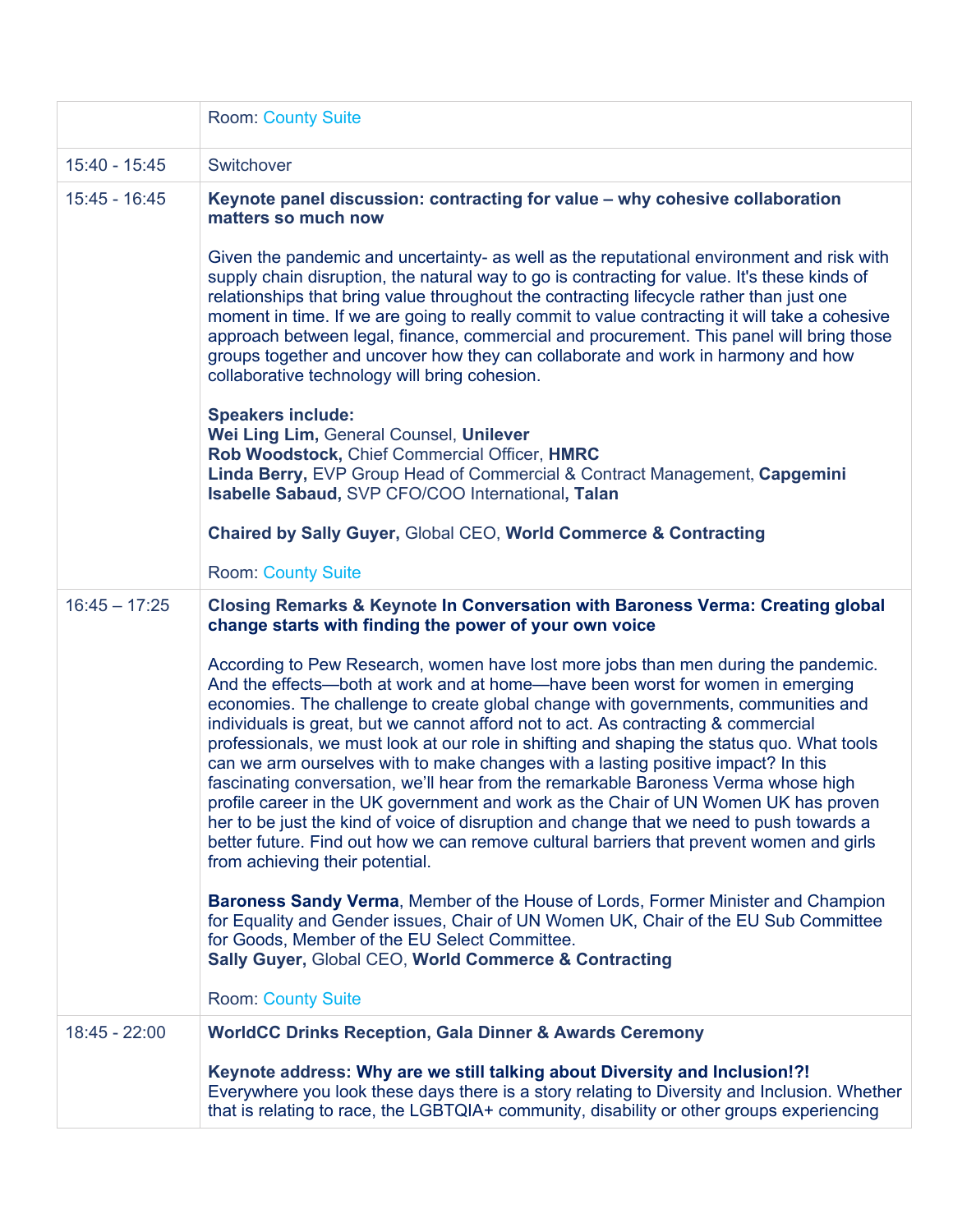| | |
|---|---|
| | Room: County Suite |
| 15:40 - 15:45 | Switchover |
| 15:45 - 16:45 | **Keynote panel discussion: contracting for value – why cohesive collaboration matters so much now**<br><br>Given the pandemic and uncertainty- as well as the reputational environment and risk with supply chain disruption, the natural way to go is contracting for value. It's these kinds of relationships that bring value throughout the contracting lifecycle rather than just one moment in time. If we are going to really commit to value contracting it will take a cohesive approach between legal, finance, commercial and procurement. This panel will bring those groups together and uncover how they can collaborate and work in harmony and how collaborative technology will bring cohesion.<br><br>**Speakers include:**<br>**Wei Ling Lim,** General Counsel, **Unilever**<br>**Rob Woodstock,** Chief Commercial Officer, **HMRC**<br>**Linda Berry,** EVP Group Head of Commercial & Contract Management, **Capgemini**<br>**Isabelle Sabaud,** SVP CFO/COO International**, Talan**<br><br>**Chaired by Sally Guyer,** Global CEO, **World Commerce & Contracting**<br><br>Room: County Suite |
| 16:45 – 17:25 | **Closing Remarks & Keynote In Conversation with Baroness Verma: Creating global change starts with finding the power of your own voice**<br><br>According to Pew Research, women have lost more jobs than men during the pandemic. And the effects—both at work and at home—have been worst for women in emerging economies. The challenge to create global change with governments, communities and individuals is great, but we cannot afford not to act. As contracting & commercial professionals, we must look at our role in shifting and shaping the status quo. What tools can we arm ourselves with to make changes with a lasting positive impact? In this fascinating conversation, we'll hear from the remarkable Baroness Verma whose high profile career in the UK government and work as the Chair of UN Women UK has proven her to be just the kind of voice of disruption and change that we need to push towards a better future. Find out how we can remove cultural barriers that prevent women and girls from achieving their potential.<br><br>**Baroness Sandy Verma**, Member of the House of Lords, Former Minister and Champion for Equality and Gender issues, Chair of UN Women UK, Chair of the EU Sub Committee for Goods, Member of the EU Select Committee.<br>**Sally Guyer,** Global CEO, **World Commerce & Contracting**<br><br>Room: County Suite |
| 18:45 - 22:00 | **WorldCC Drinks Reception, Gala Dinner & Awards Ceremony**<br><br>**Keynote address: Why are we still talking about Diversity and Inclusion!?!**<br>Everywhere you look these days there is a story relating to Diversity and Inclusion. Whether that is relating to race, the LGBTQIA+ community, disability or other groups experiencing |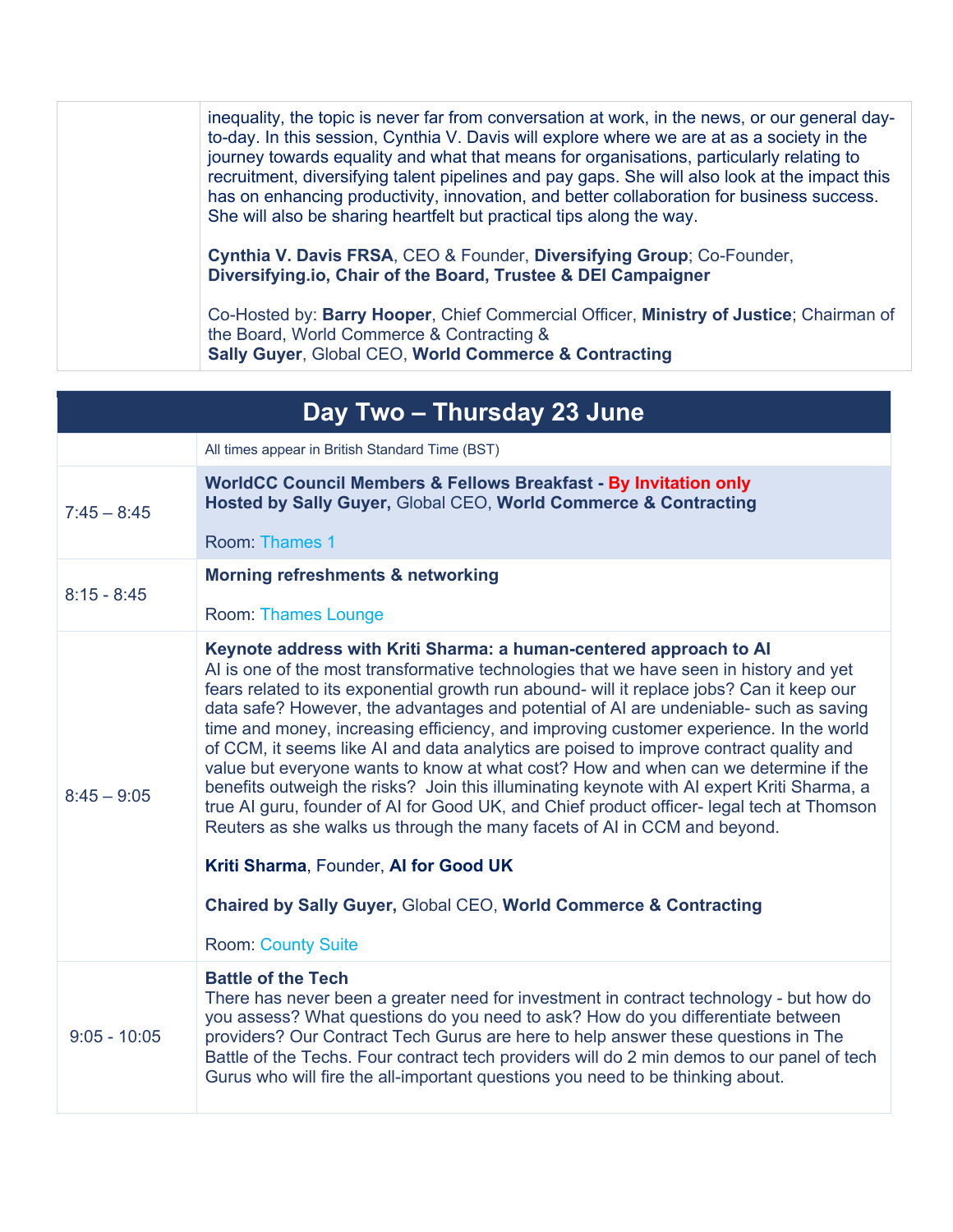| | |
|---|---|
| | inequality, the topic is never far from conversation at work, in the news, or our general day-to-day. In this session, Cynthia V. Davis will explore where we are at as a society in the journey towards equality and what that means for organisations, particularly relating to recruitment, diversifying talent pipelines and pay gaps. She will also look at the impact this has on enhancing productivity, innovation, and better collaboration for business success. She will also be sharing heartfelt but practical tips along the way.<br><br>**Cynthia V. Davis FRSA**, CEO & Founder, **Diversifying Group**; Co-Founder, **Diversifying.io, Chair of the Board, Trustee & DEI Campaigner**<br><br>Co-Hosted by: **Barry Hooper**, Chief Commercial Officer, **Ministry of Justice**; Chairman of the Board, World Commerce & Contracting &<br>**Sally Guyer**, Global CEO, **World Commerce & Contracting** |

## Day Two – Thursday 23 June

| | |
|---|---|
| | All times appear in British Standard Time (BST) |
| 7:45 – 8:45 | **WorldCC Council Members & Fellows Breakfast - By Invitation only**<br>**Hosted by Sally Guyer,** Global CEO, **World Commerce & Contracting**<br><br>Room: Thames 1 |
| 8:15 - 8:45 | **Morning refreshments & networking**<br><br>Room: Thames Lounge |
| 8:45 – 9:05 | **Keynote address with Kriti Sharma: a human-centered approach to AI**<br>AI is one of the most transformative technologies that we have seen in history and yet fears related to its exponential growth run abound- will it replace jobs? Can it keep our data safe? However, the advantages and potential of AI are undeniable- such as saving time and money, increasing efficiency, and improving customer experience. In the world of CCM, it seems like AI and data analytics are poised to improve contract quality and value but everyone wants to know at what cost? How and when can we determine if the benefits outweigh the risks? Join this illuminating keynote with AI expert Kriti Sharma, a true AI guru, founder of AI for Good UK, and Chief product officer- legal tech at Thomson Reuters as she walks us through the many facets of AI in CCM and beyond.<br><br>**Kriti Sharma**, Founder, **AI for Good UK**<br><br>**Chaired by Sally Guyer,** Global CEO, **World Commerce & Contracting**<br><br>Room: County Suite |
| 9:05 - 10:05 | **Battle of the Tech**<br>There has never been a greater need for investment in contract technology - but how do you assess? What questions do you need to ask? How do you differentiate between providers? Our Contract Tech Gurus are here to help answer these questions in The Battle of the Techs. Four contract tech providers will do 2 min demos to our panel of tech Gurus who will fire the all-important questions you need to be thinking about. |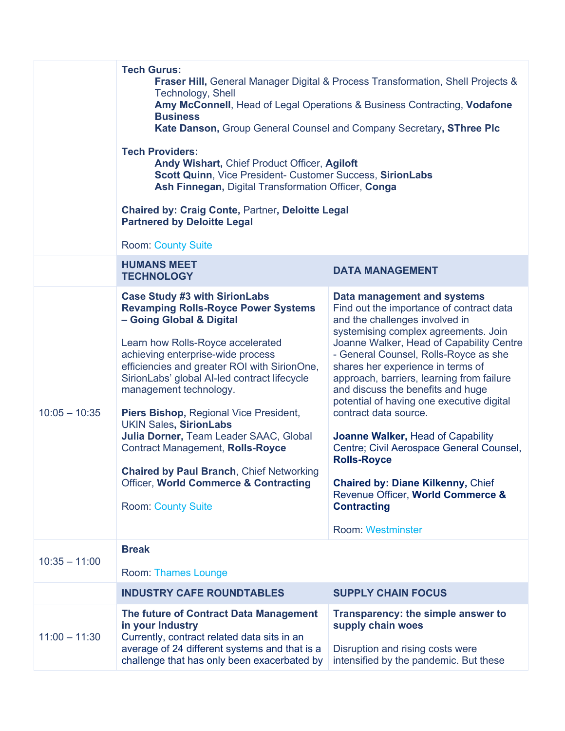| | | |
|---|---|---|
| | **Tech Gurus:**<br>**Fraser Hill,** General Manager Digital & Process Transformation, Shell Projects & Technology, Shell<br>**Amy McConnell**, Head of Legal Operations & Business Contracting, **Vodafone Business**<br>**Kate Danson,** Group General Counsel and Company Secretary**, SThree Plc**<br><br>**Tech Providers:**<br>**Andy Wishart,** Chief Product Officer, **Agiloft**<br>**Scott Quinn**, Vice President- Customer Success, **SirionLabs**<br>**Ash Finnegan,** Digital Transformation Officer, **Conga**<br><br>**Chaired by: Craig Conte,** Partner**, Deloitte Legal**<br>**Partnered by Deloitte Legal**<br><br>Room: County Suite | |
| | **HUMANS MEET TECHNOLOGY** | **DATA MANAGEMENT** |
| 10:05 – 10:35 | **Case Study #3 with SirionLabs**<br>**Revamping Rolls-Royce Power Systems – Going Global & Digital**<br><br>Learn how Rolls-Royce accelerated achieving enterprise-wide process efficiencies and greater ROI with SirionOne, SirionLabs' global AI-led contract lifecycle management technology.<br><br>**Piers Bishop,** Regional Vice President, UKIN Sales**, SirionLabs**<br>**Julia Dorner,** Team Leader SAAC, Global Contract Management, **Rolls-Royce**<br><br>**Chaired by Paul Branch**, Chief Networking Officer, **World Commerce & Contracting**<br><br>Room: County Suite | **Data management and systems**<br>Find out the importance of contract data and the challenges involved in systemising complex agreements. Join Joanne Walker, Head of Capability Centre - General Counsel, Rolls-Royce as she shares her experience in terms of approach, barriers, learning from failure and discuss the benefits and huge potential of having one executive digital contract data source.<br><br>**Joanne Walker,** Head of Capability Centre; Civil Aerospace General Counsel, **Rolls-Royce**<br><br>**Chaired by: Diane Kilkenny,** Chief Revenue Officer, **World Commerce & Contracting**<br><br>Room: Westminster |
| 10:35 – 11:00 | **Break**<br><br>Room: Thames Lounge | |
| | **INDUSTRY CAFE ROUNDTABLES** | **SUPPLY CHAIN FOCUS** |
| 11:00 – 11:30 | **The future of Contract Data Management in your Industry**<br>Currently, contract related data sits in an average of 24 different systems and that is a challenge that has only been exacerbated by | **Transparency: the simple answer to supply chain woes**<br><br>Disruption and rising costs were intensified by the pandemic. But these |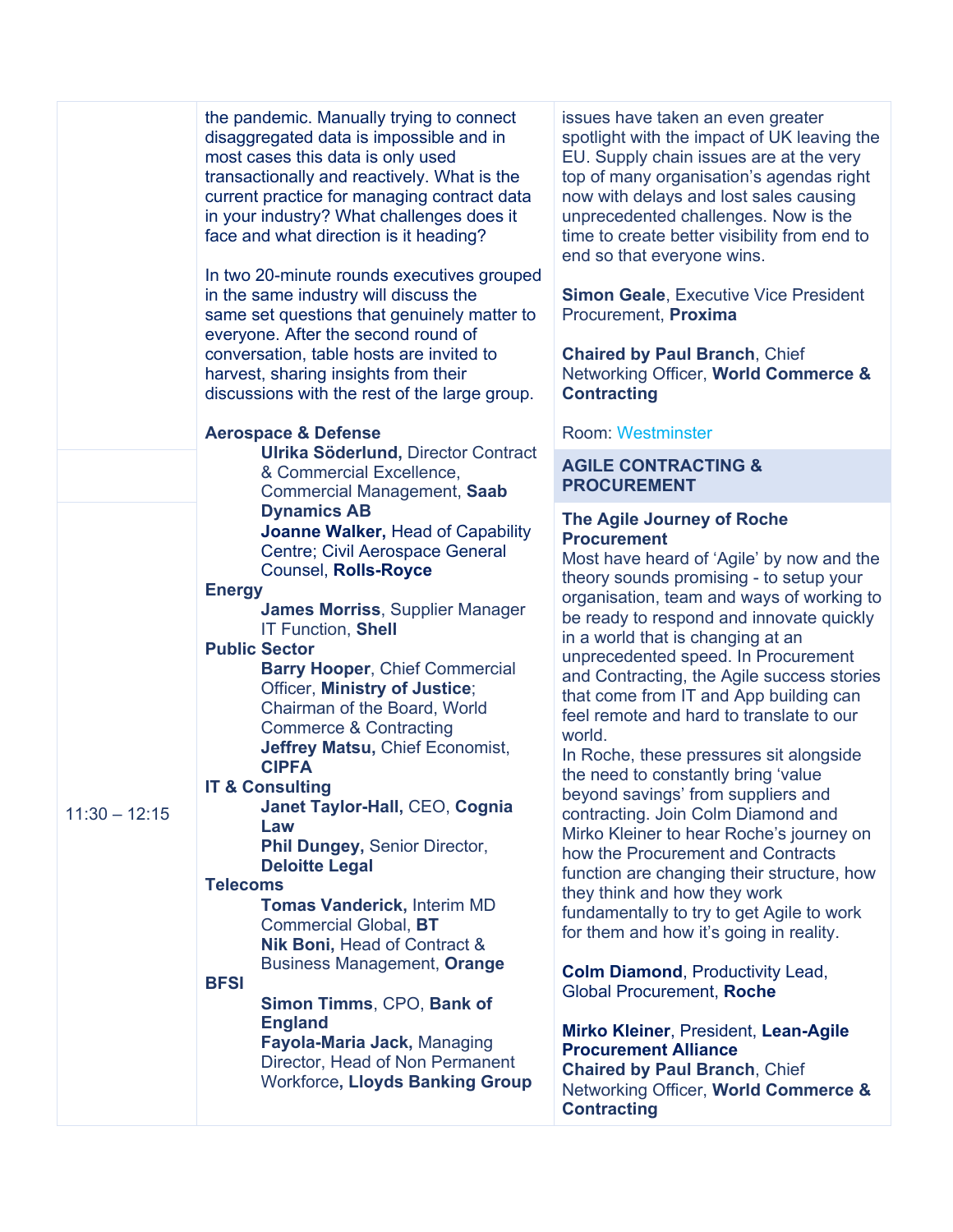| | | |
|---|---|---|
| | the pandemic. Manually trying to connect disaggregated data is impossible and in most cases this data is only used transactionally and reactively. What is the current practice for managing contract data in your industry? What challenges does it face and what direction is it heading?<br><br>In two 20-minute rounds executives grouped in the same industry will discuss the same set questions that genuinely matter to everyone. After the second round of conversation, table hosts are invited to harvest, sharing insights from their discussions with the rest of the large group.<br><br>**Aerospace & Defense**<br>**Ulrika Söderlund,** Director Contract & Commercial Excellence, Commercial Management, **Saab Dynamics AB**<br>**Joanne Walker,** Head of Capability Centre; Civil Aerospace General Counsel, **Rolls-Royce**<br>**Energy**<br>**James Morriss**, Supplier Manager IT Function, **Shell**<br>**Public Sector**<br>**Barry Hooper**, Chief Commercial Officer, **Ministry of Justice**; Chairman of the Board, World Commerce & Contracting<br>**Jeffrey Matsu,** Chief Economist, **CIPFA**<br>**IT & Consulting**<br>**Janet Taylor-Hall,** CEO, **Cognia Law**<br>**Phil Dungey,** Senior Director, **Deloitte Legal**<br>**Telecoms**<br>**Tomas Vanderick,** Interim MD Commercial Global, **BT**<br>**Nik Boni,** Head of Contract & Business Management, **Orange**<br>**BFSI**<br>**Simon Timms**, CPO, **Bank of England**<br>**Fayola-Maria Jack,** Managing Director, Head of Non Permanent Workforce**, Lloyds Banking Group** | issues have taken an even greater spotlight with the impact of UK leaving the EU. Supply chain issues are at the very top of many organisation's agendas right now with delays and lost sales causing unprecedented challenges. Now is the time to create better visibility from end to end so that everyone wins.<br><br>**Simon Geale**, Executive Vice President Procurement, **Proxima**<br><br>**Chaired by Paul Branch**, Chief Networking Officer, **World Commerce & Contracting**<br><br>Room: Westminster |
| | | **AGILE CONTRACTING & PROCUREMENT** |
| 11:30 – 12:15 | | **The Agile Journey of Roche Procurement**<br>Most have heard of 'Agile' by now and the theory sounds promising - to setup your organisation, team and ways of working to be ready to respond and innovate quickly in a world that is changing at an unprecedented speed. In Procurement and Contracting, the Agile success stories that come from IT and App building can feel remote and hard to translate to our world.<br>In Roche, these pressures sit alongside the need to constantly bring 'value beyond savings' from suppliers and contracting. Join Colm Diamond and Mirko Kleiner to hear Roche's journey on how the Procurement and Contracts function are changing their structure, how they think and how they work fundamentally to try to get Agile to work for them and how it's going in reality.<br><br>**Colm Diamond**, Productivity Lead, Global Procurement, **Roche**<br><br>**Mirko Kleiner**, President, **Lean-Agile Procurement Alliance**<br>**Chaired by Paul Branch**, Chief Networking Officer, **World Commerce & Contracting** |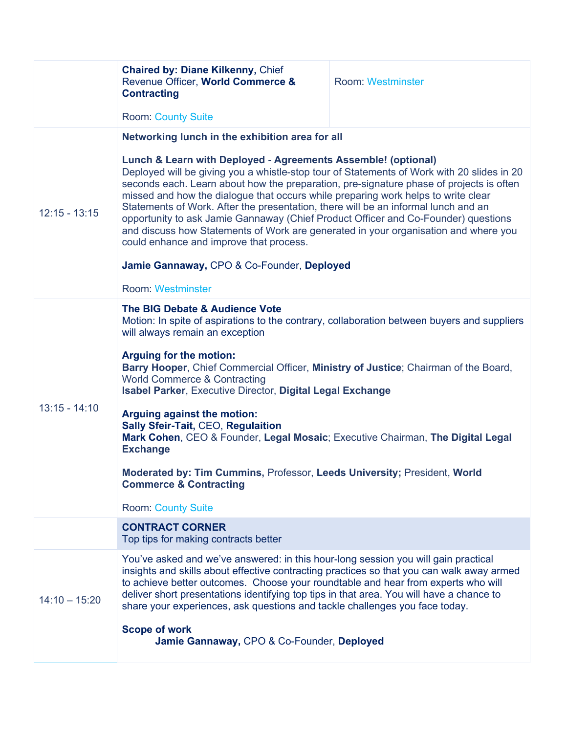| | | |
|---|---|---|
| | **Chaired by: Diane Kilkenny,** Chief Revenue Officer, **World Commerce & Contracting**<br><br>Room: County Suite | Room: Westminster |
| 12:15 - 13:15 | **Networking lunch in the exhibition area for all**<br><br>**Lunch & Learn with Deployed - Agreements Assemble! (optional)**<br>Deployed will be giving you a whistle-stop tour of Statements of Work with 20 slides in 20 seconds each. Learn about how the preparation, pre-signature phase of projects is often missed and how the dialogue that occurs while preparing work helps to write clear Statements of Work. After the presentation, there will be an informal lunch and an opportunity to ask Jamie Gannaway (Chief Product Officer and Co-Founder) questions and discuss how Statements of Work are generated in your organisation and where you could enhance and improve that process.<br><br>**Jamie Gannaway,** CPO & Co-Founder, **Deployed**<br><br>Room: Westminster | |
| 13:15 - 14:10 | **The BIG Debate & Audience Vote**<br>Motion: In spite of aspirations to the contrary, collaboration between buyers and suppliers will always remain an exception<br><br>**Arguing for the motion:**<br>**Barry Hooper**, Chief Commercial Officer, **Ministry of Justice**; Chairman of the Board, World Commerce & Contracting<br>**Isabel Parker**, Executive Director, **Digital Legal Exchange**<br><br>**Arguing against the motion:**<br>**Sally Sfeir-Tait,** CEO, **Regulaition**<br>**Mark Cohen**, CEO & Founder, **Legal Mosaic**; Executive Chairman, **The Digital Legal Exchange**<br><br>**Moderated by: Tim Cummins,** Professor, **Leeds University;** President, **World Commerce & Contracting**<br><br>Room: County Suite | |
| | **CONTRACT CORNER**<br>Top tips for making contracts better | |
| 14:10 – 15:20 | You've asked and we've answered: in this hour-long session you will gain practical insights and skills about effective contracting practices so that you can walk away armed to achieve better outcomes. Choose your roundtable and hear from experts who will deliver short presentations identifying top tips in that area. You will have a chance to share your experiences, ask questions and tackle challenges you face today.<br><br>**Scope of work**<br>**Jamie Gannaway,** CPO & Co-Founder, **Deployed** | |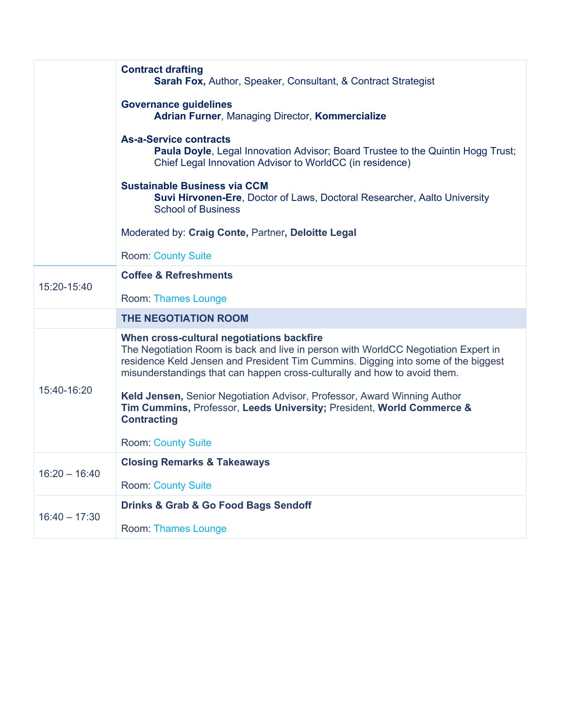| | |
|---|---|
| | **Contract drafting**<br>**Sarah Fox,** Author, Speaker, Consultant, & Contract Strategist<br><br>**Governance guidelines**<br>**Adrian Furner**, Managing Director, **Kommercialize**<br><br>**As-a-Service contracts**<br>**Paula Doyle**, Legal Innovation Advisor; Board Trustee to the Quintin Hogg Trust; Chief Legal Innovation Advisor to WorldCC (in residence)<br><br>**Sustainable Business via CCM**<br>**Suvi Hirvonen-Ere**, Doctor of Laws, Doctoral Researcher, Aalto University School of Business<br><br>Moderated by: **Craig Conte,** Partner**, Deloitte Legal**<br><br>Room: County Suite |
| 15:20-15:40 | **Coffee & Refreshments**<br><br>Room: Thames Lounge |
| | **THE NEGOTIATION ROOM** |
| 15:40-16:20 | **When cross-cultural negotiations backfire**<br>The Negotiation Room is back and live in person with WorldCC Negotiation Expert in residence Keld Jensen and President Tim Cummins. Digging into some of the biggest misunderstandings that can happen cross-culturally and how to avoid them.<br><br>**Keld Jensen,** Senior Negotiation Advisor, Professor, Award Winning Author<br>**Tim Cummins,** Professor, **Leeds University;** President, **World Commerce & Contracting**<br><br>Room: County Suite |
| 16:20 – 16:40 | **Closing Remarks & Takeaways**<br><br>Room: County Suite |
| 16:40 – 17:30 | **Drinks & Grab & Go Food Bags Sendoff**<br><br>Room: Thames Lounge |